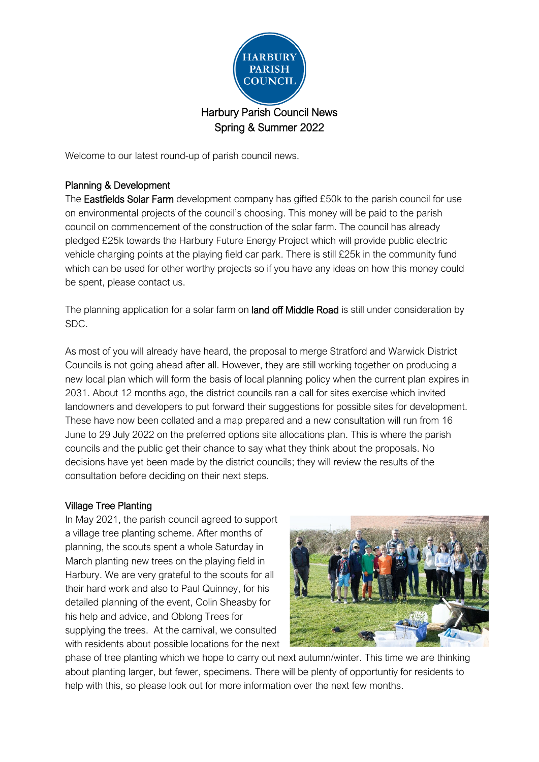HARBURY PARISH COUNCIL

# Harbury Parish Council News
## Spring & Summer 2022

Welcome to our latest round-up of parish council news.

### Planning & Development

The Eastfields Solar Farm development company has gifted £50k to the parish council for use on environmental projects of the council's choosing. This money will be paid to the parish council on commencement of the construction of the solar farm. The council has already pledged £25k towards the Harbury Future Energy Project which will provide public electric vehicle charging points at the playing field car park. There is still £25k in the community fund which can be used for other worthy projects so if you have any ideas on how this money could be spent, please contact us.

The planning application for a solar farm on land off Middle Road is still under consideration by SDC.

As most of you will already have heard, the proposal to merge Stratford and Warwick District Councils is not going ahead after all. However, they are still working together on producing a new local plan which will form the basis of local planning policy when the current plan expires in 2031. About 12 months ago, the district councils ran a call for sites exercise which invited landowners and developers to put forward their suggestions for possible sites for development. These have now been collated and a map prepared and a new consultation will run from 16 June to 29 July 2022 on the preferred options site allocations plan. This is where the parish councils and the public get their chance to say what they think about the proposals. No decisions have yet been made by the district councils; they will review the results of the consultation before deciding on their next steps.

### Village Tree Planting

In May 2021, the parish council agreed to support a village tree planting scheme. After months of planning, the scouts spent a whole Saturday in March planting new trees on the playing field in Harbury. We are very grateful to the scouts for all their hard work and also to Paul Quinney, for his detailed planning of the event, Colin Sheasby for his help and advice, and Oblong Trees for supplying the trees. At the carnival, we consulted with residents about possible locations for the next phase of tree planting which we hope to carry out next autumn/winter. This time we are thinking about planting larger, but fewer, specimens. There will be plenty of opportuntiy for residents to help with this, so please look out for more information over the next few months.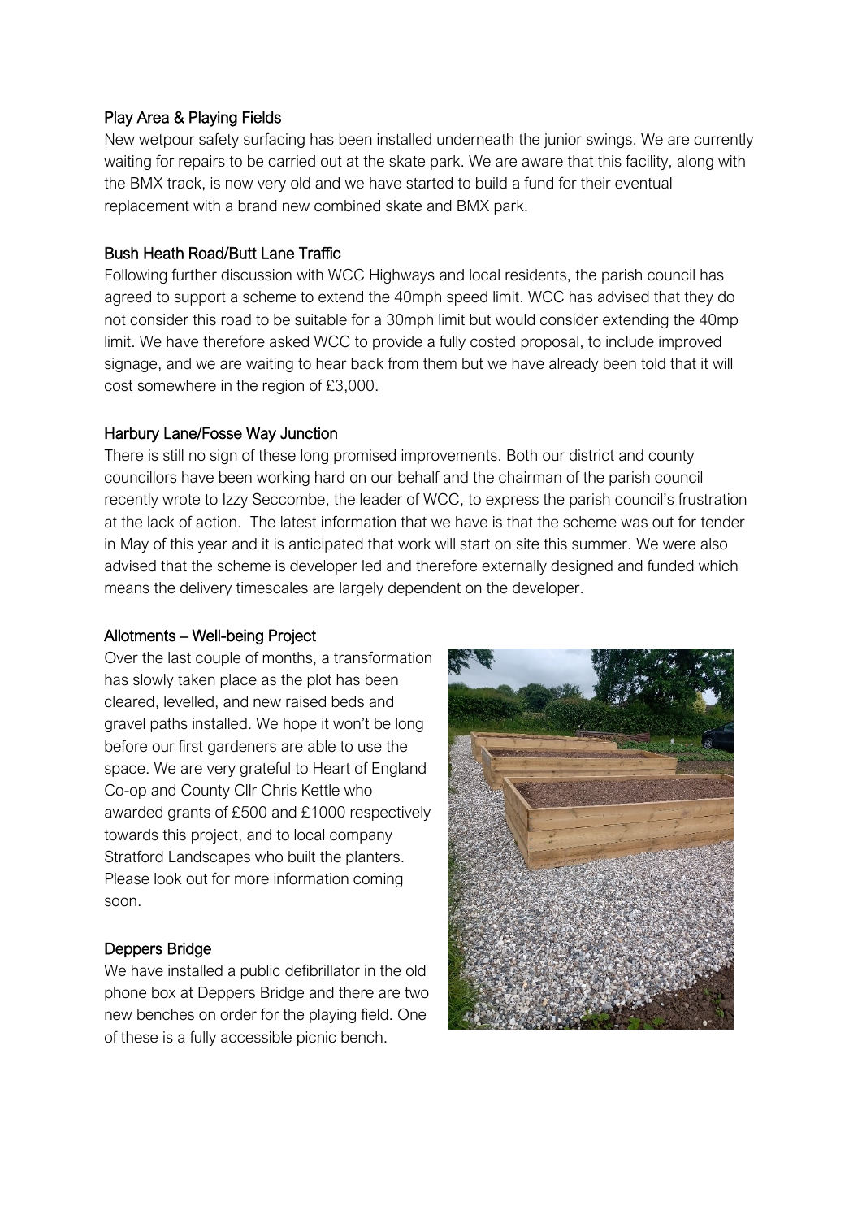### Play Area & Playing Fields

New wetpour safety surfacing has been installed underneath the junior swings. We are currently waiting for repairs to be carried out at the skate park. We are aware that this facility, along with the BMX track, is now very old and we have started to build a fund for their eventual replacement with a brand new combined skate and BMX park.

### Bush Heath Road/Butt Lane Traffic

Following further discussion with WCC Highways and local residents, the parish council has agreed to support a scheme to extend the 40mph speed limit. WCC has advised that they do not consider this road to be suitable for a 30mph limit but would consider extending the 40mp limit. We have therefore asked WCC to provide a fully costed proposal, to include improved signage, and we are waiting to hear back from them but we have already been told that it will cost somewhere in the region of £3,000.

### Harbury Lane/Fosse Way Junction

There is still no sign of these long promised improvements. Both our district and county councillors have been working hard on our behalf and the chairman of the parish council recently wrote to Izzy Seccombe, the leader of WCC, to express the parish council's frustration at the lack of action. The latest information that we have is that the scheme was out for tender in May of this year and it is anticipated that work will start on site this summer. We were also advised that the scheme is developer led and therefore externally designed and funded which means the delivery timescales are largely dependent on the developer.

### Allotments – Well-being Project

Over the last couple of months, a transformation has slowly taken place as the plot has been cleared, levelled, and new raised beds and gravel paths installed. We hope it won't be long before our first gardeners are able to use the space. We are very grateful to Heart of England Co-op and County Cllr Chris Kettle who awarded grants of £500 and £1000 respectively towards this project, and to local company Stratford Landscapes who built the planters. Please look out for more information coming soon.

### Deppers Bridge

We have installed a public defibrillator in the old phone box at Deppers Bridge and there are two new benches on order for the playing field. One of these is a fully accessible picnic bench.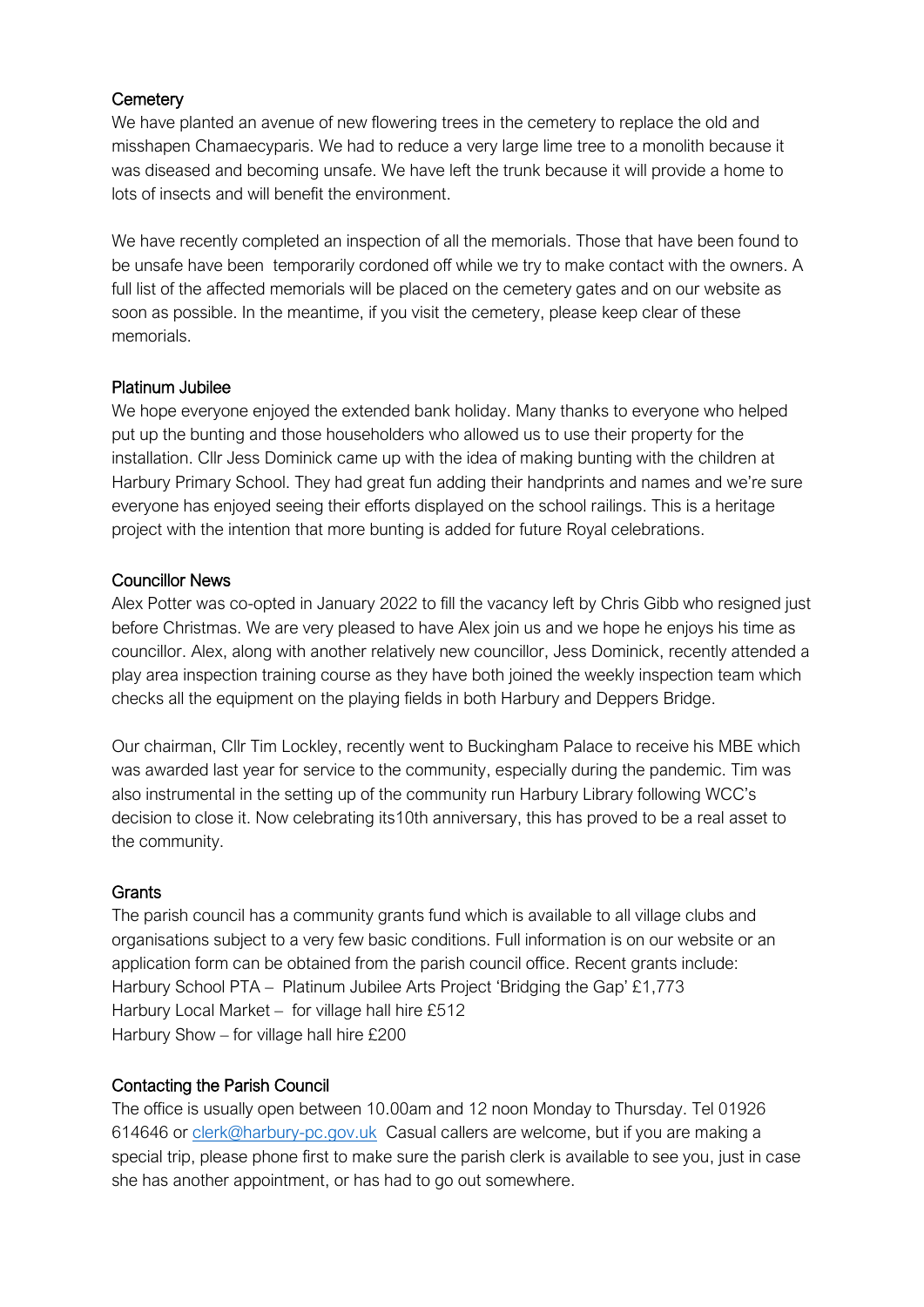## Cemetery

We have planted an avenue of new flowering trees in the cemetery to replace the old and misshapen Chamaecyparis. We had to reduce a very large lime tree to a monolith because it was diseased and becoming unsafe. We have left the trunk because it will provide a home to lots of insects and will benefit the environment.

We have recently completed an inspection of all the memorials. Those that have been found to be unsafe have been temporarily cordoned off while we try to make contact with the owners. A full list of the affected memorials will be placed on the cemetery gates and on our website as soon as possible. In the meantime, if you visit the cemetery, please keep clear of these memorials.

## Platinum Jubilee

We hope everyone enjoyed the extended bank holiday. Many thanks to everyone who helped put up the bunting and those householders who allowed us to use their property for the installation. Cllr Jess Dominick came up with the idea of making bunting with the children at Harbury Primary School. They had great fun adding their handprints and names and we're sure everyone has enjoyed seeing their efforts displayed on the school railings. This is a heritage project with the intention that more bunting is added for future Royal celebrations.

## Councillor News

Alex Potter was co-opted in January 2022 to fill the vacancy left by Chris Gibb who resigned just before Christmas. We are very pleased to have Alex join us and we hope he enjoys his time as councillor. Alex, along with another relatively new councillor, Jess Dominick, recently attended a play area inspection training course as they have both joined the weekly inspection team which checks all the equipment on the playing fields in both Harbury and Deppers Bridge.

Our chairman, Cllr Tim Lockley, recently went to Buckingham Palace to receive his MBE which was awarded last year for service to the community, especially during the pandemic. Tim was also instrumental in the setting up of the community run Harbury Library following WCC's decision to close it. Now celebrating its10th anniversary, this has proved to be a real asset to the community.

## Grants

The parish council has a community grants fund which is available to all village clubs and organisations subject to a very few basic conditions. Full information is on our website or an application form can be obtained from the parish council office. Recent grants include:

Harbury School PTA – Platinum Jubilee Arts Project 'Bridging the Gap' £1,773
Harbury Local Market – for village hall hire £512
Harbury Show – for village hall hire £200

## Contacting the Parish Council

The office is usually open between 10.00am and 12 noon Monday to Thursday. Tel 01926 614646 or clerk@harbury-pc.gov.uk Casual callers are welcome, but if you are making a special trip, please phone first to make sure the parish clerk is available to see you, just in case she has another appointment, or has had to go out somewhere.